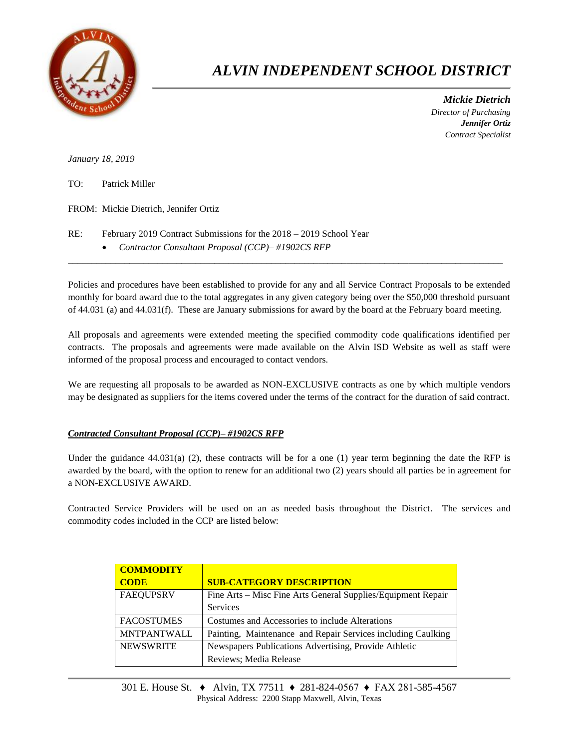# *ALVIN INDEPENDENT SCHOOL DISTRICT*

***Mickie Dietrich***
*Director of Purchasing*
***Jennifer Ortiz***
*Contract Specialist*

*January 18, 2019*

TO: Patrick Miller

FROM: Mickie Dietrich, Jennifer Ortiz

RE: February 2019 Contract Submissions for the 2018 – 2019 School Year

- *Contractor Consultant Proposal (CCP)– #1902CS RFP*

---

Policies and procedures have been established to provide for any and all Service Contract Proposals to be extended monthly for board award due to the total aggregates in any given category being over the $50,000 threshold pursuant of 44.031 (a) and 44.031(f). These are January submissions for award by the board at the February board meeting.

All proposals and agreements were extended meeting the specified commodity code qualifications identified per contracts. The proposals and agreements were made available on the Alvin ISD Website as well as staff were informed of the proposal process and encouraged to contact vendors.

We are requesting all proposals to be awarded as NON-EXCLUSIVE contracts as one by which multiple vendors may be designated as suppliers for the items covered under the terms of the contract for the duration of said contract.

***Contracted Consultant Proposal (CCP)– #1902CS RFP***

Under the guidance 44.031(a) (2), these contracts will be for a one (1) year term beginning the date the RFP is awarded by the board, with the option to renew for an additional two (2) years should all parties be in agreement for a NON-EXCLUSIVE AWARD.

Contracted Service Providers will be used on an as needed basis throughout the District. The services and commodity codes included in the CCP are listed below:

| **COMMODITY CODE** | **SUB-CATEGORY DESCRIPTION** |
|---|---|
| FAEQUPSRV | Fine Arts – Misc Fine Arts General Supplies/Equipment Repair Services |
| FACOSTUMES | Costumes and Accessories to include Alterations |
| MNTPANTWALL | Painting, Maintenance and Repair Services including Caulking |
| NEWSWRITE | Newspapers Publications Advertising, Provide Athletic Reviews; Media Release |

301 E. House St. ♦ Alvin, TX 77511 ♦ 281-824-0567 ♦ FAX 281-585-4567
Physical Address: 2200 Stapp Maxwell, Alvin, Texas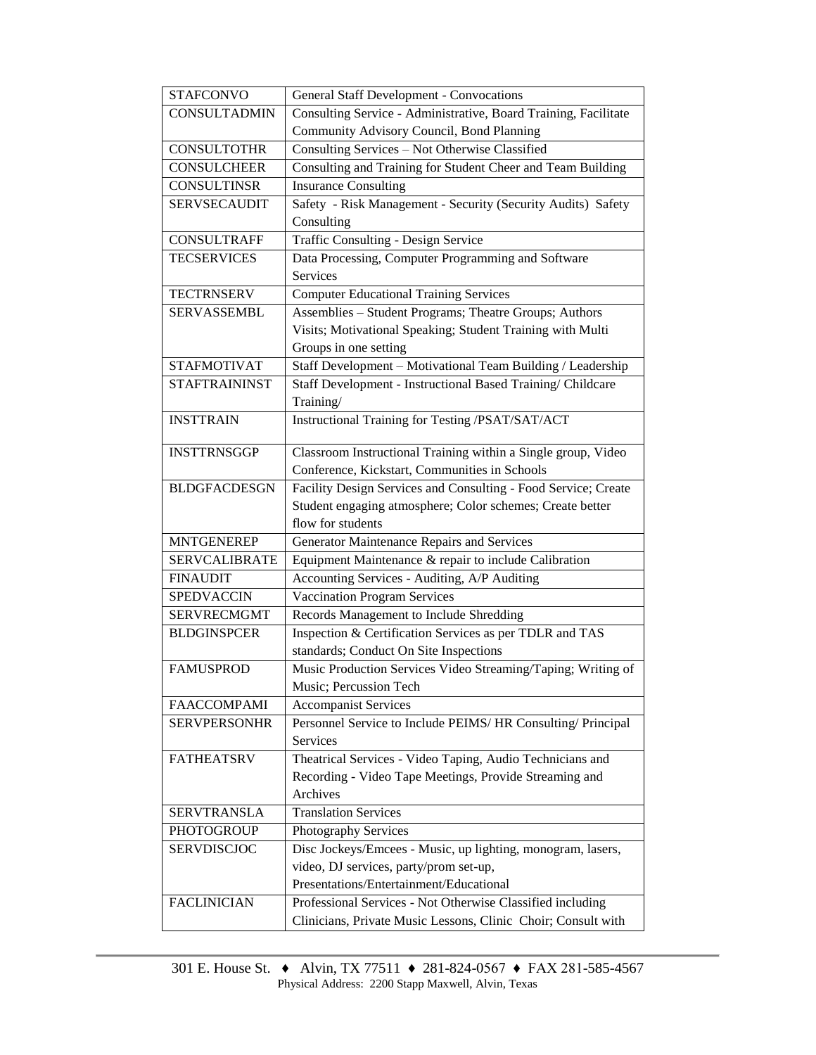| | |
|---|---|
| STAFCONVO | General Staff Development - Convocations |
| CONSULTADMIN | Consulting Service - Administrative, Board Training, Facilitate Community Advisory Council, Bond Planning |
| CONSULTOTHR | Consulting Services – Not Otherwise Classified |
| CONSULCHEER | Consulting and Training for Student Cheer and Team Building |
| CONSULTINSR | Insurance Consulting |
| SERVSECAUDIT | Safety - Risk Management - Security (Security Audits) Safety Consulting |
| CONSULTRAFF | Traffic Consulting - Design Service |
| TECSERVICES | Data Processing, Computer Programming and Software Services |
| TECTRNSERV | Computer Educational Training Services |
| SERVASSEMBL | Assemblies – Student Programs; Theatre Groups; Authors Visits; Motivational Speaking; Student Training with Multi Groups in one setting |
| STAFMOTIVAT | Staff Development – Motivational Team Building / Leadership |
| STAFTRAININST | Staff Development - Instructional Based Training/ Childcare Training/ |
| INSTTRAIN | Instructional Training for Testing /PSAT/SAT/ACT |
| INSTTRNSGGP | Classroom Instructional Training within a Single group, Video Conference, Kickstart, Communities in Schools |
| BLDGFACDESGN | Facility Design Services and Consulting - Food Service; Create Student engaging atmosphere; Color schemes; Create better flow for students |
| MNTGENEREP | Generator Maintenance Repairs and Services |
| SERVCALIBRATE | Equipment Maintenance & repair to include Calibration |
| FINAUDIT | Accounting Services - Auditing, A/P Auditing |
| SPEDVACCIN | Vaccination Program Services |
| SERVRECMGMT | Records Management to Include Shredding |
| BLDGINSPCER | Inspection & Certification Services as per TDLR and TAS standards; Conduct On Site Inspections |
| FAMUSPROD | Music Production Services Video Streaming/Taping; Writing of Music; Percussion Tech |
| FAACCOMPAMI | Accompanist Services |
| SERVPERSONHR | Personnel Service to Include PEIMS/ HR Consulting/ Principal Services |
| FATHEATSRV | Theatrical Services - Video Taping, Audio Technicians and Recording - Video Tape Meetings, Provide Streaming and Archives |
| SERVTRANSLA | Translation Services |
| PHOTOGROUP | Photography Services |
| SERVDISCJOC | Disc Jockeys/Emcees - Music, up lighting, monogram, lasers, video, DJ services, party/prom set-up, Presentations/Entertainment/Educational |
| FACLINICIAN | Professional Services - Not Otherwise Classified including Clinicians, Private Music Lessons, Clinic Choir; Consult with |

301 E. House St. ♦ Alvin, TX 77511 ♦ 281-824-0567 ♦ FAX 281-585-4567
Physical Address: 2200 Stapp Maxwell, Alvin, Texas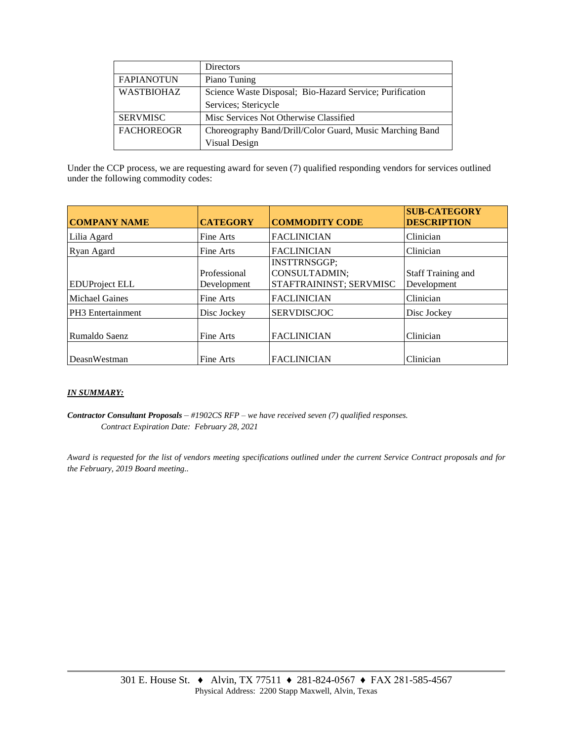| | |
|---|---|
| | Directors |
| FAPIANOTUN | Piano Tuning |
| WASTBIOHAZ | Science Waste Disposal; Bio-Hazard Service; Purification Services; Stericycle |
| SERVMISC | Misc Services Not Otherwise Classified |
| FACHOREOGR | Choreography Band/Drill/Color Guard, Music Marching Band Visual Design |

Under the CCP process, we are requesting award for seven (7) qualified responding vendors for services outlined under the following commodity codes:

| COMPANY NAME | CATEGORY | COMMODITY CODE | SUB-CATEGORY DESCRIPTION |
|---|---|---|---|
| Lilia Agard | Fine Arts | FACLINICIAN | Clinician |
| Ryan Agard | Fine Arts | FACLINICIAN | Clinician |
| EDUProject ELL | Professional Development | INSTTRNSGGP; CONSULTADMIN; STAFTRAININST; SERVMISC | Staff Training and Development |
| Michael Gaines | Fine Arts | FACLINICIAN | Clinician |
| PH3 Entertainment | Disc Jockey | SERVDISCJOC | Disc Jockey |
| Rumaldo Saenz | Fine Arts | FACLINICIAN | Clinician |
| DeasnWestman | Fine Arts | FACLINICIAN | Clinician |

***IN SUMMARY:***

***Contractor Consultant Proposals** – #1902CS RFP – we have received seven (7) qualified responses.*
*Contract Expiration Date: February 28, 2021*

*Award is requested for the list of vendors meeting specifications outlined under the current Service Contract proposals and for the February, 2019 Board meeting..*